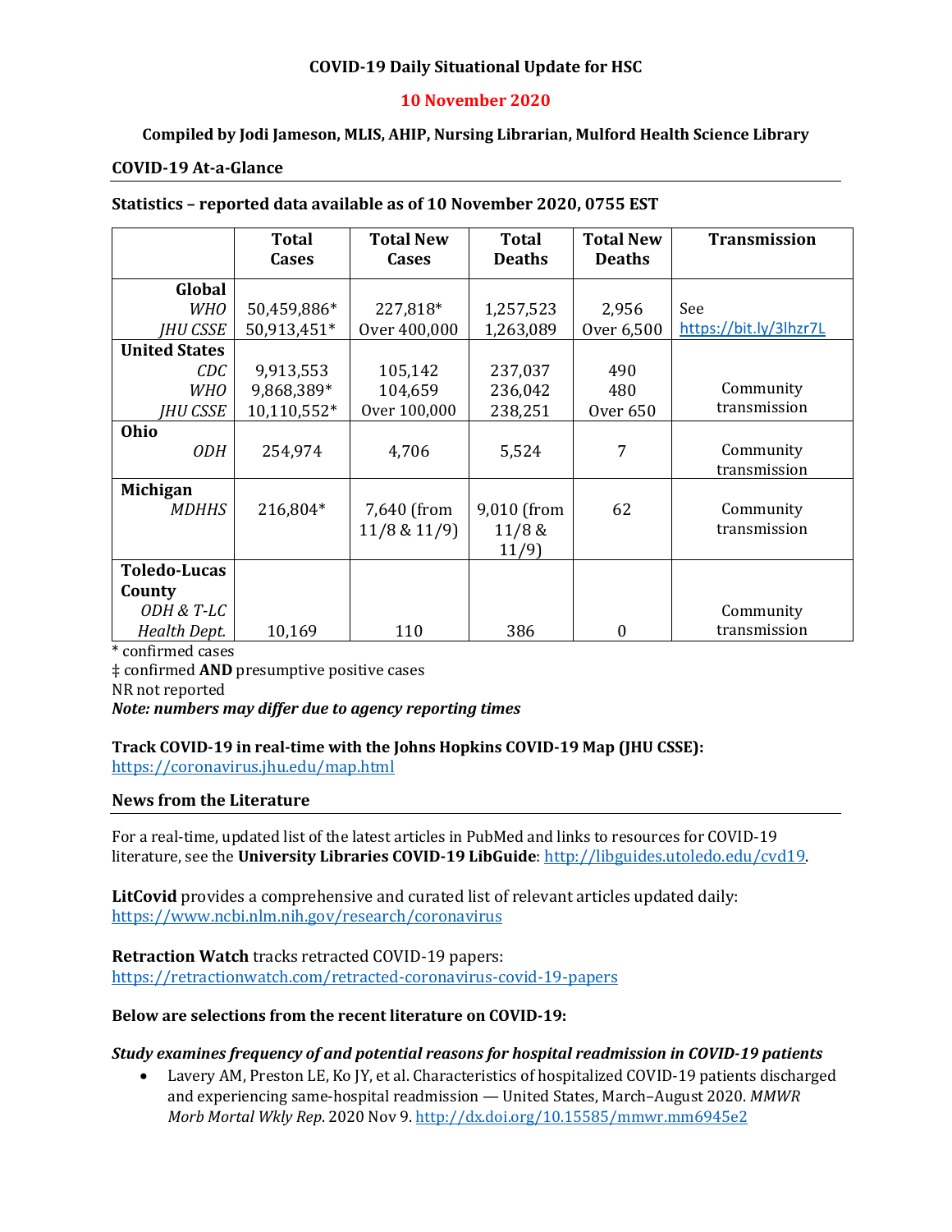**COVID-19 Daily Situational Update for HSC**

**10 November 2020**

**Compiled by Jodi Jameson, MLIS, AHIP, Nursing Librarian, Mulford Health Science Library**

## COVID-19 At-a-Glance

**Statistics – reported data available as of 10 November 2020, 0755 EST**

| | Total Cases | Total New Cases | Total Deaths | Total New Deaths | Transmission |
|---|---|---|---|---|---|
| **Global** | | | | | |
| *WHO* | 50,459,886* | 227,818* | 1,257,523 | 2,956 | See |
| *JHU CSSE* | 50,913,451* | Over 400,000 | 1,263,089 | Over 6,500 | https://bit.ly/3lhzr7L |
| **United States** | | | | | |
| *CDC* | 9,913,553 | 105,142 | 237,037 | 490 | |
| *WHO* | 9,868,389* | 104,659 | 236,042 | 480 | Community transmission |
| *JHU CSSE* | 10,110,552* | Over 100,000 | 238,251 | Over 650 | |
| **Ohio** | | | | | |
| *ODH* | 254,974 | 4,706 | 5,524 | 7 | Community transmission |
| **Michigan** | | | | | |
| *MDHHS* | 216,804* | 7,640 (from 11/8 & 11/9) | 9,010 (from 11/8 & 11/9) | 62 | Community transmission |
| **Toledo-Lucas County** | | | | | |
| *ODH & T-LC Health Dept.* | 10,169 | 110 | 386 | 0 | Community transmission |

\* confirmed cases

‡ confirmed **AND** presumptive positive cases

NR not reported

***Note: numbers may differ due to agency reporting times***

**Track COVID-19 in real-time with the Johns Hopkins COVID-19 Map (JHU CSSE):**
https://coronavirus.jhu.edu/map.html

## News from the Literature

For a real-time, updated list of the latest articles in PubMed and links to resources for COVID-19 literature, see the **University Libraries COVID-19 LibGuide**: http://libguides.utoledo.edu/cvd19.

**LitCovid** provides a comprehensive and curated list of relevant articles updated daily:
https://www.ncbi.nlm.nih.gov/research/coronavirus

**Retraction Watch** tracks retracted COVID-19 papers:
https://retractionwatch.com/retracted-coronavirus-covid-19-papers

**Below are selections from the recent literature on COVID-19:**

***Study examines frequency of and potential reasons for hospital readmission in COVID-19 patients***

- Lavery AM, Preston LE, Ko JY, et al. Characteristics of hospitalized COVID-19 patients discharged and experiencing same-hospital readmission — United States, March–August 2020. *MMWR Morb Mortal Wkly Rep*. 2020 Nov 9. http://dx.doi.org/10.15585/mmwr.mm6945e2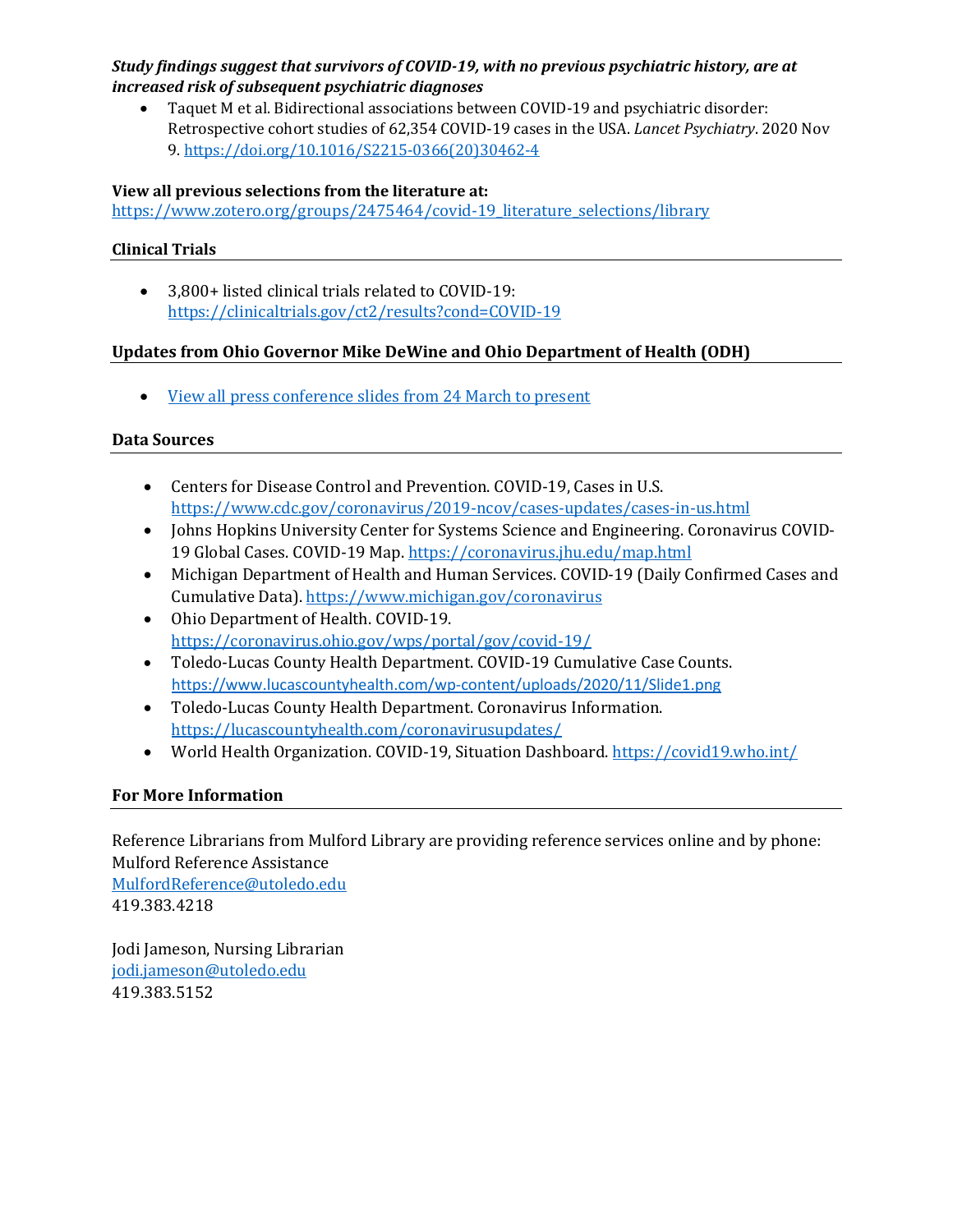***Study findings suggest that survivors of COVID-19, with no previous psychiatric history, are at increased risk of subsequent psychiatric diagnoses***

- Taquet M et al. Bidirectional associations between COVID-19 and psychiatric disorder: Retrospective cohort studies of 62,354 COVID-19 cases in the USA. *Lancet Psychiatry*. 2020 Nov 9. https://doi.org/10.1016/S2215-0366(20)30462-4

**View all previous selections from the literature at:**
https://www.zotero.org/groups/2475464/covid-19_literature_selections/library

## Clinical Trials

- 3,800+ listed clinical trials related to COVID-19: https://clinicaltrials.gov/ct2/results?cond=COVID-19

## Updates from Ohio Governor Mike DeWine and Ohio Department of Health (ODH)

- View all press conference slides from 24 March to present

## Data Sources

- Centers for Disease Control and Prevention. COVID-19, Cases in U.S. https://www.cdc.gov/coronavirus/2019-ncov/cases-updates/cases-in-us.html
- Johns Hopkins University Center for Systems Science and Engineering. Coronavirus COVID-19 Global Cases. COVID-19 Map. https://coronavirus.jhu.edu/map.html
- Michigan Department of Health and Human Services. COVID-19 (Daily Confirmed Cases and Cumulative Data). https://www.michigan.gov/coronavirus
- Ohio Department of Health. COVID-19. https://coronavirus.ohio.gov/wps/portal/gov/covid-19/
- Toledo-Lucas County Health Department. COVID-19 Cumulative Case Counts. https://www.lucascountyhealth.com/wp-content/uploads/2020/11/Slide1.png
- Toledo-Lucas County Health Department. Coronavirus Information. https://lucascountyhealth.com/coronavirusupdates/
- World Health Organization. COVID-19, Situation Dashboard. https://covid19.who.int/

## For More Information

Reference Librarians from Mulford Library are providing reference services online and by phone:
Mulford Reference Assistance
MulfordReference@utoledo.edu
419.383.4218

Jodi Jameson, Nursing Librarian
jodi.jameson@utoledo.edu
419.383.5152